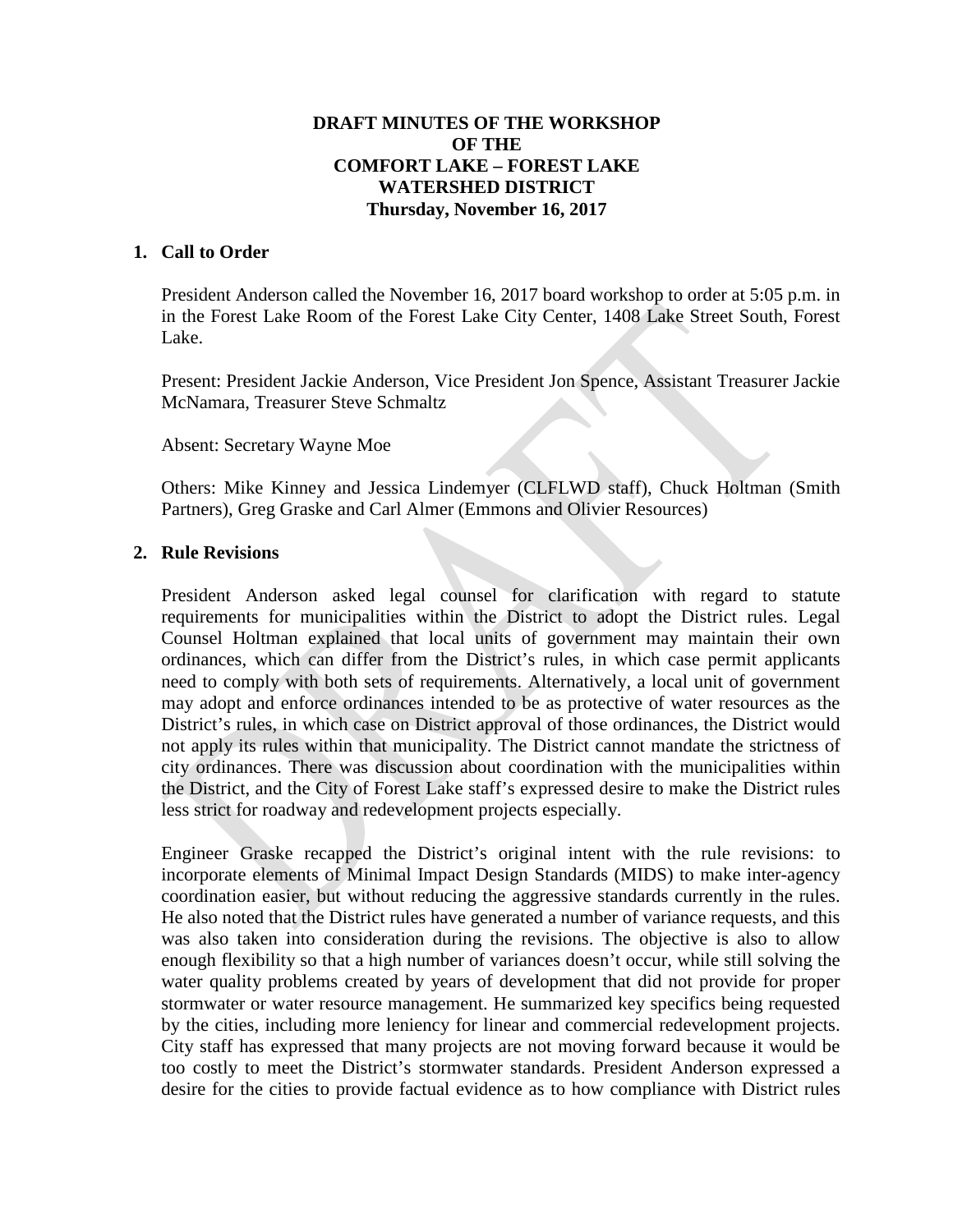# DRAFT MINUTES OF THE WORKSHOP OF THE COMFORT LAKE – FOREST LAKE WATERSHED DISTRICT

**Thursday, November 16, 2017**

## 1. Call to Order

President Anderson called the November 16, 2017 board workshop to order at 5:05 p.m. in in the Forest Lake Room of the Forest Lake City Center, 1408 Lake Street South, Forest Lake.

Present: President Jackie Anderson, Vice President Jon Spence, Assistant Treasurer Jackie McNamara, Treasurer Steve Schmaltz

Absent: Secretary Wayne Moe

Others: Mike Kinney and Jessica Lindemyer (CLFLWD staff), Chuck Holtman (Smith Partners), Greg Graske and Carl Almer (Emmons and Olivier Resources)

## 2. Rule Revisions

President Anderson asked legal counsel for clarification with regard to statute requirements for municipalities within the District to adopt the District rules. Legal Counsel Holtman explained that local units of government may maintain their own ordinances, which can differ from the District's rules, in which case permit applicants need to comply with both sets of requirements. Alternatively, a local unit of government may adopt and enforce ordinances intended to be as protective of water resources as the District's rules, in which case on District approval of those ordinances, the District would not apply its rules within that municipality. The District cannot mandate the strictness of city ordinances. There was discussion about coordination with the municipalities within the District, and the City of Forest Lake staff's expressed desire to make the District rules less strict for roadway and redevelopment projects especially.

Engineer Graske recapped the District's original intent with the rule revisions: to incorporate elements of Minimal Impact Design Standards (MIDS) to make inter-agency coordination easier, but without reducing the aggressive standards currently in the rules. He also noted that the District rules have generated a number of variance requests, and this was also taken into consideration during the revisions. The objective is also to allow enough flexibility so that a high number of variances doesn't occur, while still solving the water quality problems created by years of development that did not provide for proper stormwater or water resource management. He summarized key specifics being requested by the cities, including more leniency for linear and commercial redevelopment projects. City staff has expressed that many projects are not moving forward because it would be too costly to meet the District's stormwater standards. President Anderson expressed a desire for the cities to provide factual evidence as to how compliance with District rules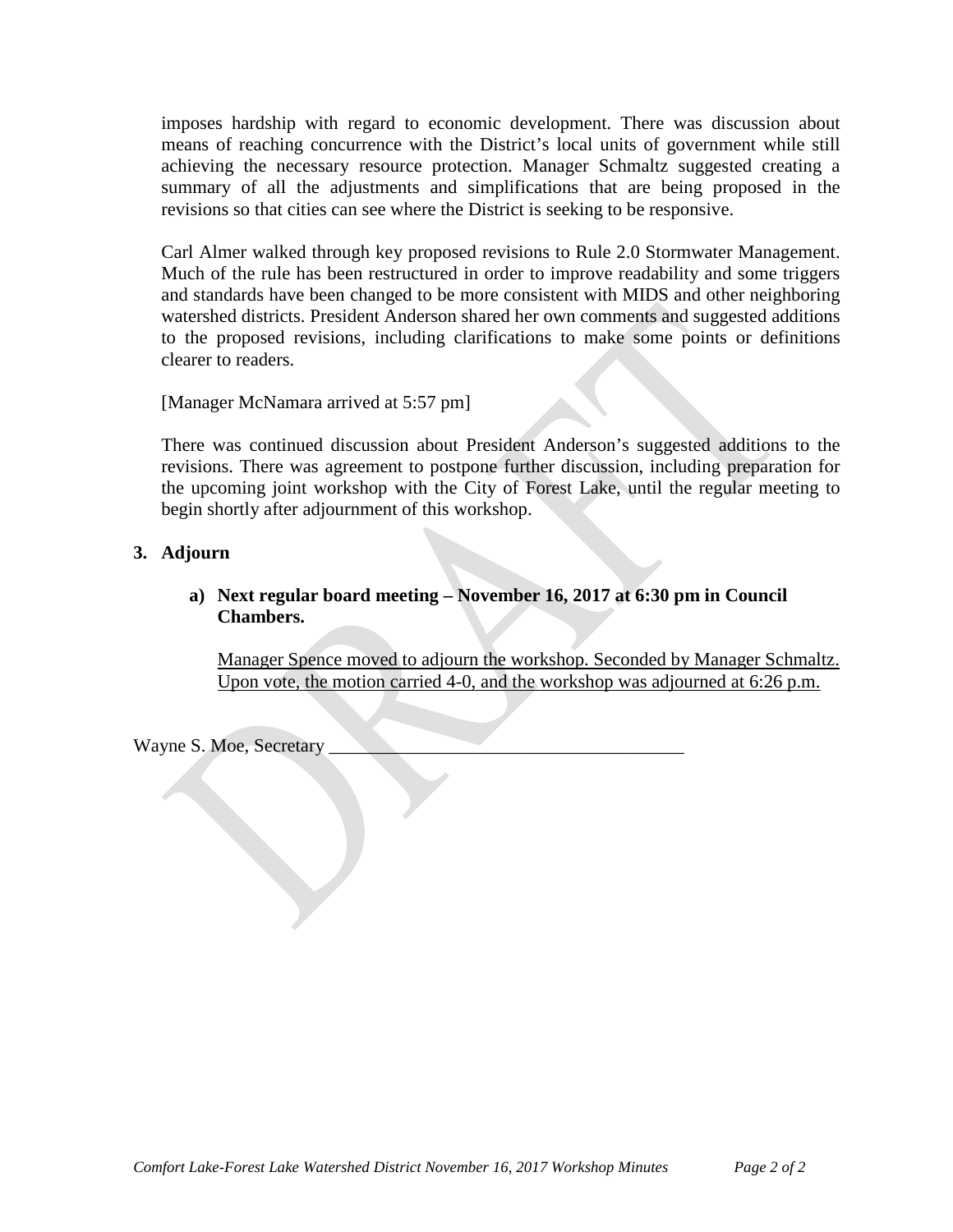imposes hardship with regard to economic development. There was discussion about means of reaching concurrence with the District's local units of government while still achieving the necessary resource protection. Manager Schmaltz suggested creating a summary of all the adjustments and simplifications that are being proposed in the revisions so that cities can see where the District is seeking to be responsive.

Carl Almer walked through key proposed revisions to Rule 2.0 Stormwater Management. Much of the rule has been restructured in order to improve readability and some triggers and standards have been changed to be more consistent with MIDS and other neighboring watershed districts. President Anderson shared her own comments and suggested additions to the proposed revisions, including clarifications to make some points or definitions clearer to readers.

[Manager McNamara arrived at 5:57 pm]

There was continued discussion about President Anderson's suggested additions to the revisions. There was agreement to postpone further discussion, including preparation for the upcoming joint workshop with the City of Forest Lake, until the regular meeting to begin shortly after adjournment of this workshop.

**3. Adjourn**

**a) Next regular board meeting – November 16, 2017 at 6:30 pm in Council Chambers.**

Manager Spence moved to adjourn the workshop. Seconded by Manager Schmaltz. Upon vote, the motion carried 4-0, and the workshop was adjourned at 6:26 p.m.

Wayne S. Moe, Secretary ______________________________________